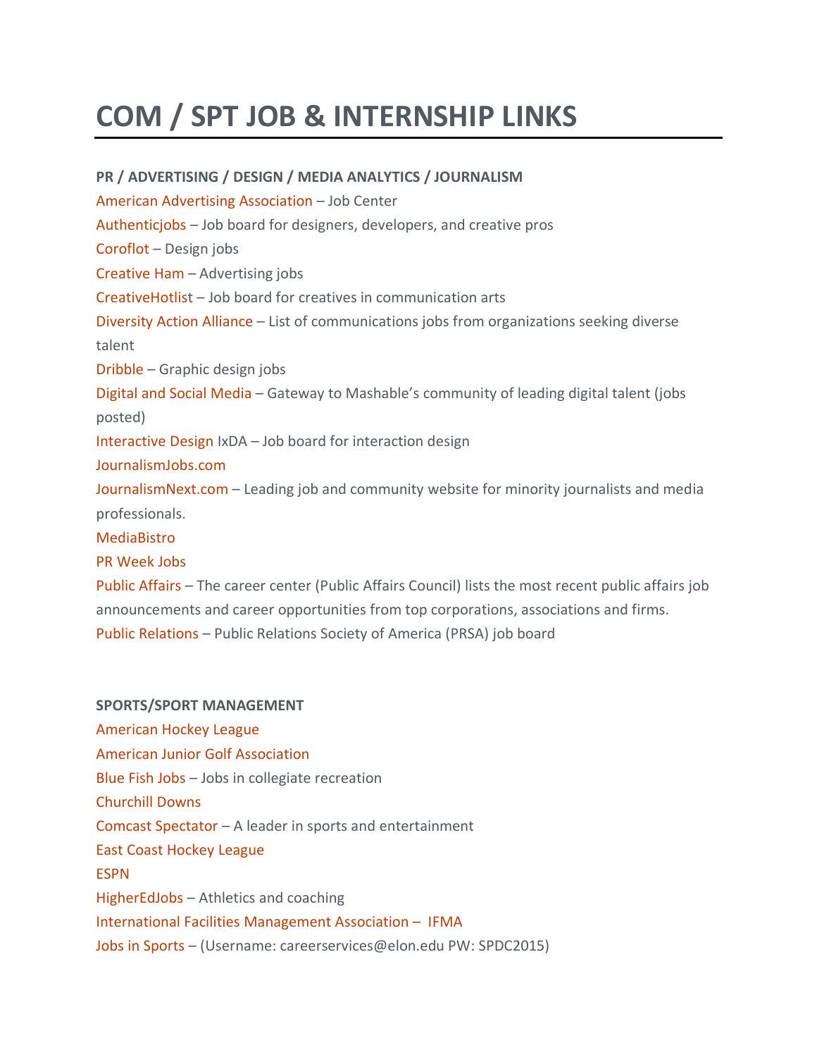# COM / SPT JOB & INTERNSHIP LINKS

**PR / ADVERTISING / DESIGN / MEDIA ANALYTICS / JOURNALISM**

American Advertising Association – Job Center

Authenticjobs – Job board for designers, developers, and creative pros

Coroflot – Design jobs

Creative Ham – Advertising jobs

CreativeHotlist – Job board for creatives in communication arts

Diversity Action Alliance – List of communications jobs from organizations seeking diverse talent

Dribble – Graphic design jobs

Digital and Social Media – Gateway to Mashable's community of leading digital talent (jobs posted)

Interactive Design IxDA – Job board for interaction design

JournalismJobs.com

JournalismNext.com – Leading job and community website for minority journalists and media professionals.

MediaBistro

PR Week Jobs

Public Affairs – The career center (Public Affairs Council) lists the most recent public affairs job announcements and career opportunities from top corporations, associations and firms.

Public Relations – Public Relations Society of America (PRSA) job board

**SPORTS/SPORT MANAGEMENT**

American Hockey League

American Junior Golf Association

Blue Fish Jobs – Jobs in collegiate recreation

Churchill Downs

Comcast Spectator – A leader in sports and entertainment

East Coast Hockey League

ESPN

HigherEdJobs – Athletics and coaching

International Facilities Management Association – IFMA

Jobs in Sports – (Username: careerservices@elon.edu PW: SPDC2015)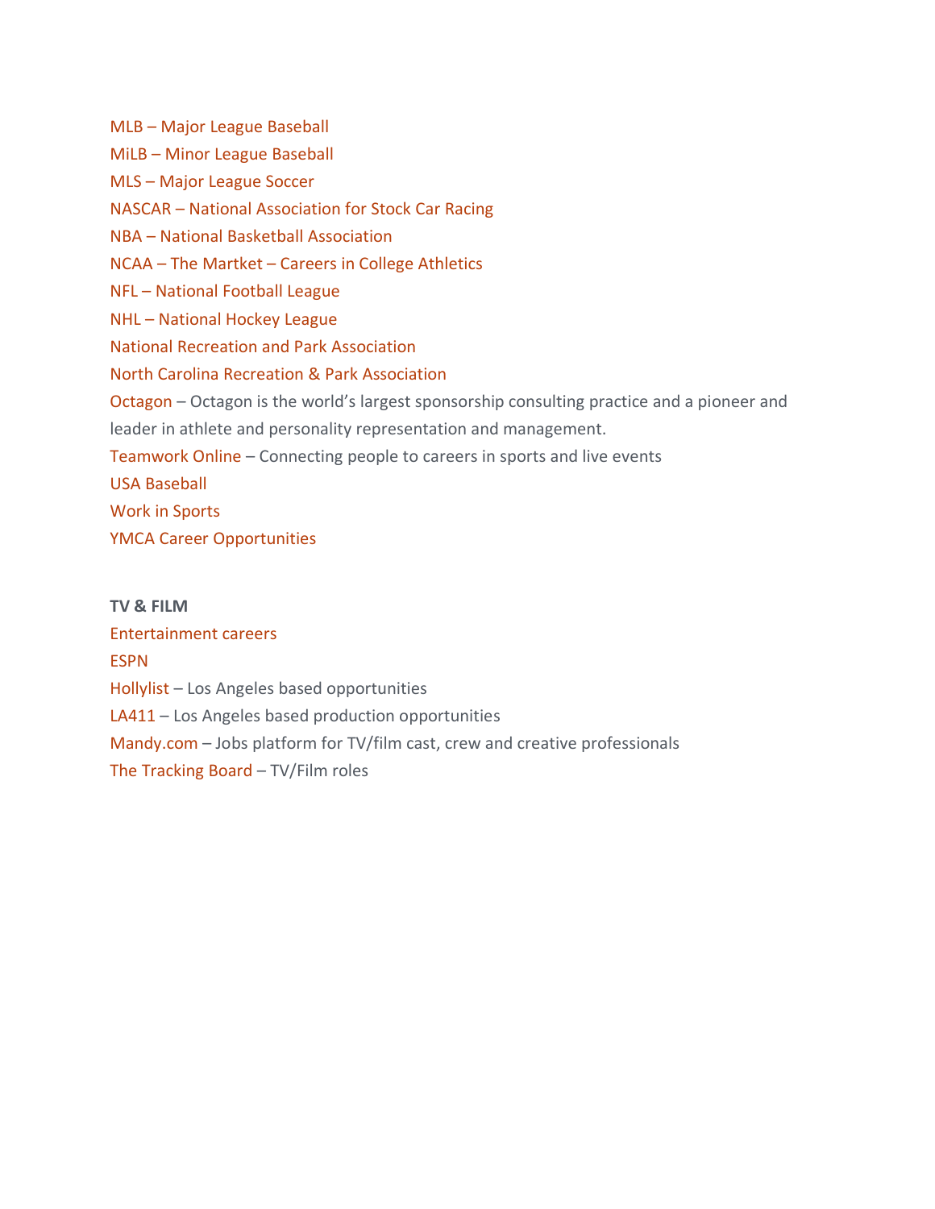MLB – Major League Baseball
MiLB – Minor League Baseball
MLS – Major League Soccer
NASCAR – National Association for Stock Car Racing
NBA – National Basketball Association
NCAA – The Martket – Careers in College Athletics
NFL – National Football League
NHL – National Hockey League
National Recreation and Park Association
North Carolina Recreation & Park Association
Octagon – Octagon is the world's largest sponsorship consulting practice and a pioneer and leader in athlete and personality representation and management.
Teamwork Online – Connecting people to careers in sports and live events
USA Baseball
Work in Sports
YMCA Career Opportunities

**TV & FILM**

Entertainment careers
ESPN
Hollylist – Los Angeles based opportunities
LA411 – Los Angeles based production opportunities
Mandy.com – Jobs platform for TV/film cast, crew and creative professionals
The Tracking Board – TV/Film roles